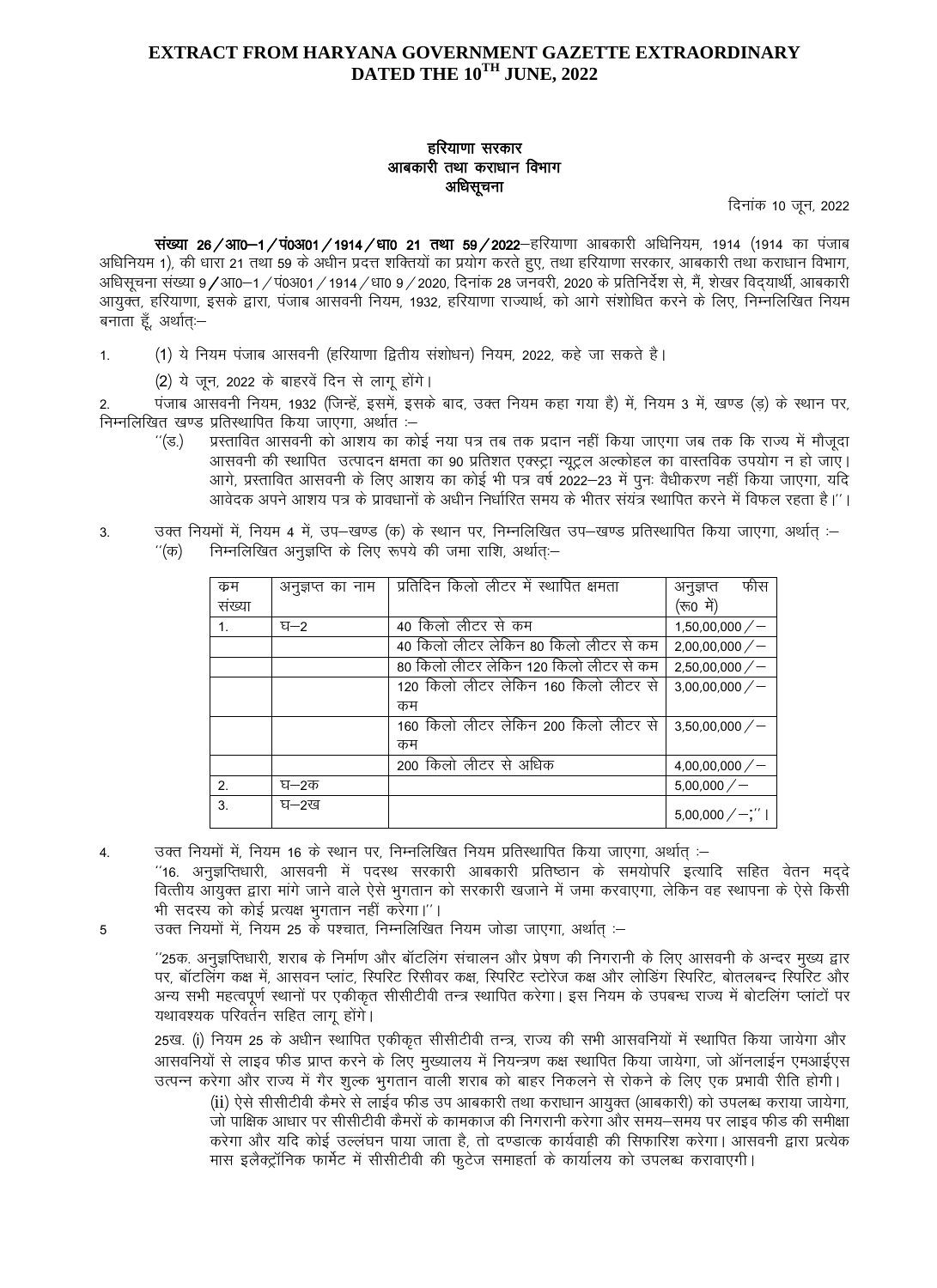# EXTRACT FROM HARYANA GOVERNMENT GAZETTE EXTRAORDINARY DATED THE 10TH JUNE, 2022

**हरियाणा सरकार**
**आबकारी तथा कराधान विभाग**
**अधिसूचना**

दिनांक 10 जून, 2022

**संख्या 26/आ0–1/पं0अ01/1914/धा0 21 तथा 59/2022**—हरियाणा आबकारी अधिनियम, 1914 (1914 का पंजाब अधिनियम 1), की धारा 21 तथा 59 के अधीन प्रदत्त शक्तियों का प्रयोग करते हुए, तथा हरियाणा सरकार, आबकारी तथा कराधान विभाग, अधिसूचना संख्या 9/आ0–1/पं0अ01/1914/धा0 9/2020, दिनांक 28 जनवरी, 2020 के प्रतिनिर्देश से, मैं, शेखर विद्यार्थी, आबकारी आयुक्त, हरियाणा, इसके द्वारा, पंजाब आसवनी नियम, 1932, हरियाणा राज्यार्थ, को आगे संशोधित करने के लिए, निम्नलिखित नियम बनाता हूँ, अर्थात्:–

1. (1) ये नियम पंजाब आसवनी (हरियाणा द्वितीय संशोधन) नियम, 2022, कहे जा सकते है।

   (2) ये जून, 2022 के बाहरवें दिन से लागू होंगे।

2. पंजाब आसवनी नियम, 1932 (जिन्हें, इसमें, इसके बाद, उक्त नियम कहा गया है) में, नियम 3 में, खण्ड (ड़) के स्थान पर, निम्नलिखित खण्ड प्रतिस्थापित किया जाएगा, अर्थात :–

   "(ड.) प्रस्तावित आसवनी को आशय का कोई नया पत्र तब तक प्रदान नहीं किया जाएगा जब तक कि राज्य में मौजूदा आसवनी की स्थापित उत्पादन क्षमता का 90 प्रतिशत एक्स्ट्रा न्यूट्रल अल्कोहल का वास्तविक उपयोग न हो जाए। आगे, प्रस्तावित आसवनी के लिए आशय का कोई भी पत्र वर्ष 2022–23 में पुनः वैधीकरण नहीं किया जाएगा, यदि आवेदक अपने आशय पत्र के प्रावधानों के अधीन निर्धारित समय के भीतर संयंत्र स्थापित करने में विफल रहता है।"।

3. उक्त नियमों में, नियम 4 में, उप–खण्ड (क) के स्थान पर, निम्नलिखित उप–खण्ड प्रतिस्थापित किया जाएगा, अर्थात् :–

   "(क) निम्नलिखित अनुज्ञप्ति के लिए रूपये की जमा राशि, अर्थात्:–

| क्रम संख्या | अनुज्ञप्त का नाम | प्रतिदिन किलो लीटर में स्थापित क्षमता | अनुज्ञप्त फीस (रू0 में) |
|---|---|---|---|
| 1. | घ–2 | 40 किलो लीटर से कम | 1,50,00,000/– |
| | | 40 किलो लीटर लेकिन 80 किलो लीटर से कम | 2,00,00,000/– |
| | | 80 किलो लीटर लेकिन 120 किलो लीटर से कम | 2,50,00,000/– |
| | | 120 किलो लीटर लेकिन 160 किलो लीटर से कम | 3,00,00,000/– |
| | | 160 किलो लीटर लेकिन 200 किलो लीटर से कम | 3,50,00,000/– |
| | | 200 किलो लीटर से अधिक | 4,00,00,000/– |
| 2. | घ–2क | | 5,00,000/– |
| 3. | घ–2ख | | 5,00,000/–;"। |

4. उक्त नियमों में, नियम 16 के स्थान पर, निम्नलिखित नियम प्रतिस्थापित किया जाएगा, अर्थात् :–

   "16. अनुज्ञप्तिधारी, आसवनी में पदस्थ सरकारी आबकारी प्रतिष्ठान के समयोपरि इत्यादि सहित वेतन मद्दे वित्तीय आयुक्त द्वारा मांगे जाने वाले ऐसे भुगतान को सरकारी खजाने में जमा करवाएगा, लेकिन वह स्थापना के ऐसे किसी भी सदस्य को कोई प्रत्यक्ष भुगतान नहीं करेगा।"।

5. उक्त नियमों में, नियम 25 के पश्चात, निम्नलिखित नियम जोडा जाएगा, अर्थात् :–

   "25क. अनुज्ञप्तिधारी, शराब के निर्माण और बॉटलिंग संचालन और प्रेषण की निगरानी के लिए आसवनी के अन्दर मुख्य द्वार पर, बॉटलिंग कक्ष में, आसवन प्लांट, स्पिरिट रिसीवर कक्ष, स्पिरिट स्टोरेज कक्ष और लोडिंग स्पिरिट, बोतलबन्द स्पिरिट और अन्य सभी महत्वपूर्ण स्थानों पर एकीकृत सीसीटीवी तन्त्र स्थापित करेगा। इस नियम के उपबन्ध राज्य में बोटलिंग प्लांटों पर यथावश्यक परिवर्तन सहित लागू होंगे।

   25ख. (i) नियम 25 के अधीन स्थापित एकीकृत सीसीटीवी तन्त्र, राज्य की सभी आसवनियों में स्थापित किया जायेगा और आसवनियों से लाइव फीड प्राप्त करने के लिए मुख्यालय में नियन्त्रण कक्ष स्थापित किया जायेगा, जो ऑनलाईन एमआईएस उत्पन्न करेगा और राज्य में गैर शुल्क भुगतान वाली शराब को बाहर निकलने से रोकने के लिए एक प्रभावी रीति होगी।

   (ii) ऐसे सीसीटीवी कैमरे से लाईव फीड उप आबकारी तथा कराधान आयुक्त (आबकारी) को उपलब्ध कराया जायेगा, जो पाक्षिक आधार पर सीसीटीवी कैमरों के कामकाज की निगरानी करेगा और समय–समय पर लाइव फीड की समीक्षा करेगा और यदि कोई उल्लंघन पाया जाता है, तो दण्डात्क कार्यवाही की सिफारिश करेगा। आसवनी द्वारा प्रत्येक मास इलैक्ट्रॉनिक फार्मेट में सीसीटीवी की फुटेज समाहर्ता के कार्यालय को उपलब्ध करवाएगी।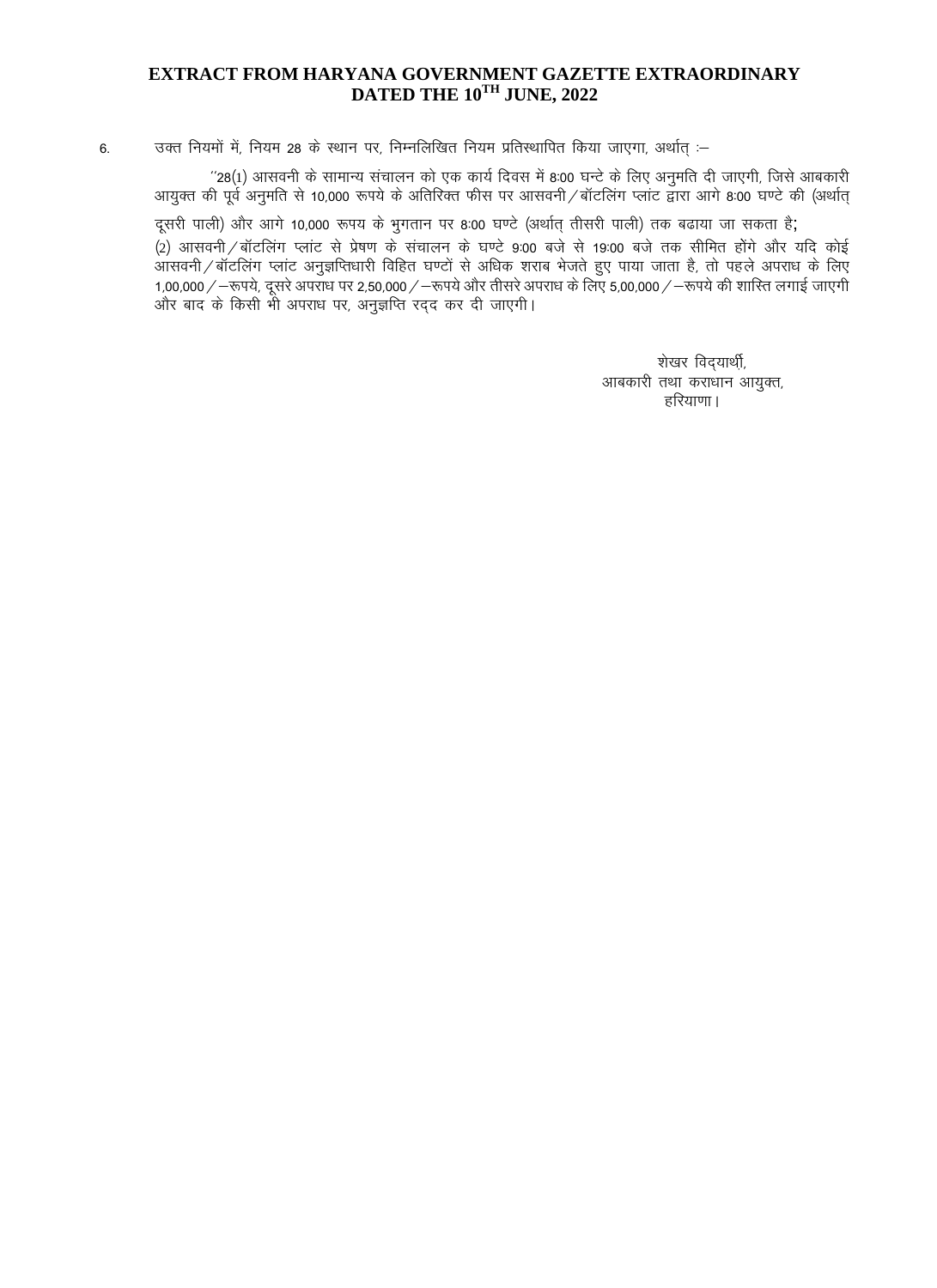**EXTRACT FROM HARYANA GOVERNMENT GAZETTE EXTRAORDINARY**
**DATED THE 10TH JUNE, 2022**

6. उक्त नियमों में, नियम 28 के स्थान पर, निम्नलिखित नियम प्रतिस्थापित किया जाएगा, अर्थात् :–

"28(1) आसवनी के सामान्य संचालन को एक कार्य दिवस में 8:00 घन्टे के लिए अनुमति दी जाएगी, जिसे आबकारी आयुक्त की पूर्व अनुमति से 10,000 रूपये के अतिरिक्त फीस पर आसवनी/बॉटलिंग प्लांट द्वारा आगे 8:00 घण्टे की (अर्थात् दूसरी पाली) और आगे 10,000 रूपय के भुगतान पर 8:00 घण्टे (अर्थात् तीसरी पाली) तक बढाया जा सकता है;

(2) आसवनी/बॉटलिंग प्लांट से प्रेषण के संचालन के घण्टे 9:00 बजे से 19:00 बजे तक सीमित होंगे और यदि कोई आसवनी/बॉटलिंग प्लांट अनुज्ञप्तिधारी विहित घण्टों से अधिक शराब भेजते हुए पाया जाता है, तो पहले अपराध के लिए 1,00,000/–रूपये, दूसरे अपराध पर 2,50,000/–रूपये और तीसरे अपराध के लिए 5,00,000/–रूपये की शास्ति लगाई जाएगी और बाद के किसी भी अपराध पर, अनुज्ञप्ति रद्द कर दी जाएगी।

शेखर विद्यार्थी,
आबकारी तथा कराधान आयुक्त,
हरियाणा।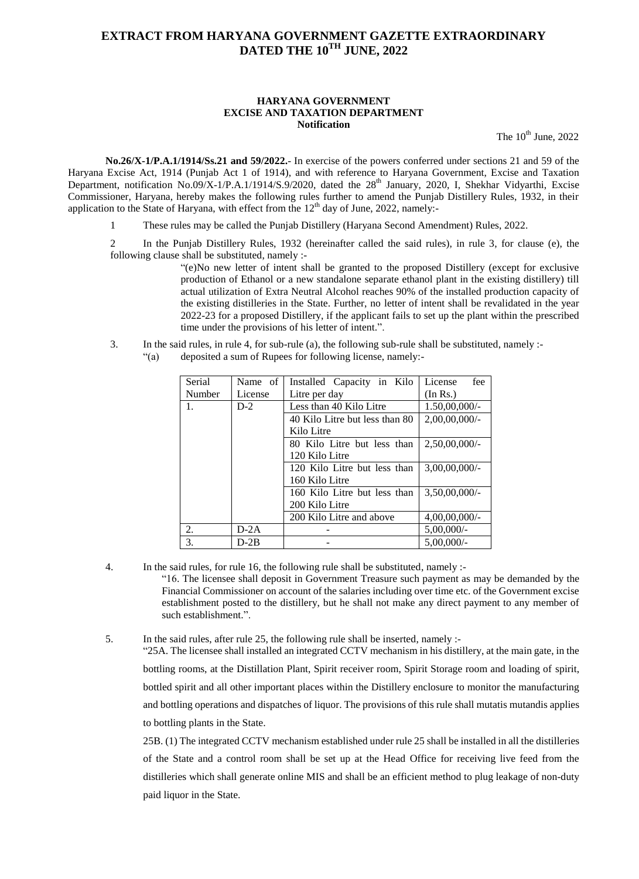# EXTRACT FROM HARYANA GOVERNMENT GAZETTE EXTRAORDINARY DATED THE 10TH JUNE, 2022

**HARYANA GOVERNMENT**
**EXCISE AND TAXATION DEPARTMENT**
**Notification**

The 10th June, 2022

**No.26/X-1/P.A.1/1914/Ss.21 and 59/2022.**- In exercise of the powers conferred under sections 21 and 59 of the Haryana Excise Act, 1914 (Punjab Act 1 of 1914), and with reference to Haryana Government, Excise and Taxation Department, notification No.09/X-1/P.A.1/1914/S.9/2020, dated the 28th January, 2020, I, Shekhar Vidyarthi, Excise Commissioner, Haryana, hereby makes the following rules further to amend the Punjab Distillery Rules, 1932, in their application to the State of Haryana, with effect from the 12th day of June, 2022, namely:-

1 These rules may be called the Punjab Distillery (Haryana Second Amendment) Rules, 2022.

2 In the Punjab Distillery Rules, 1932 (hereinafter called the said rules), in rule 3, for clause (e), the following clause shall be substituted, namely :-

"(e)No new letter of intent shall be granted to the proposed Distillery (except for exclusive production of Ethanol or a new standalone separate ethanol plant in the existing distillery) till actual utilization of Extra Neutral Alcohol reaches 90% of the installed production capacity of the existing distilleries in the State. Further, no letter of intent shall be revalidated in the year 2022-23 for a proposed Distillery, if the applicant fails to set up the plant within the prescribed time under the provisions of his letter of intent.".

3. In the said rules, in rule 4, for sub-rule (a), the following sub-rule shall be substituted, namely :-

"(a) deposited a sum of Rupees for following license, namely:-

| Serial Number | Name of License | Installed Capacity in Kilo Litre per day | License fee (In Rs.) |
|---|---|---|---|
| 1. | D-2 | Less than 40 Kilo Litre | 1.50,00,000/- |
| | | 40 Kilo Litre but less than 80 Kilo Litre | 2,00,00,000/- |
| | | 80 Kilo Litre but less than 120 Kilo Litre | 2,50,00,000/- |
| | | 120 Kilo Litre but less than 160 Kilo Litre | 3,00,00,000/- |
| | | 160 Kilo Litre but less than 200 Kilo Litre | 3,50,00,000/- |
| | | 200 Kilo Litre and above | 4,00,00,000/- |
| 2. | D-2A | - | 5,00,000/- |
| 3. | D-2B | - | 5,00,000/- |

4. In the said rules, for rule 16, the following rule shall be substituted, namely :-

"16. The licensee shall deposit in Government Treasure such payment as may be demanded by the Financial Commissioner on account of the salaries including over time etc. of the Government excise establishment posted to the distillery, but he shall not make any direct payment to any member of such establishment.".

5. In the said rules, after rule 25, the following rule shall be inserted, namely :-

"25A. The licensee shall installed an integrated CCTV mechanism in his distillery, at the main gate, in the bottling rooms, at the Distillation Plant, Spirit receiver room, Spirit Storage room and loading of spirit, bottled spirit and all other important places within the Distillery enclosure to monitor the manufacturing and bottling operations and dispatches of liquor. The provisions of this rule shall mutatis mutandis applies to bottling plants in the State.

25B. (1) The integrated CCTV mechanism established under rule 25 shall be installed in all the distilleries of the State and a control room shall be set up at the Head Office for receiving live feed from the distilleries which shall generate online MIS and shall be an efficient method to plug leakage of non-duty paid liquor in the State.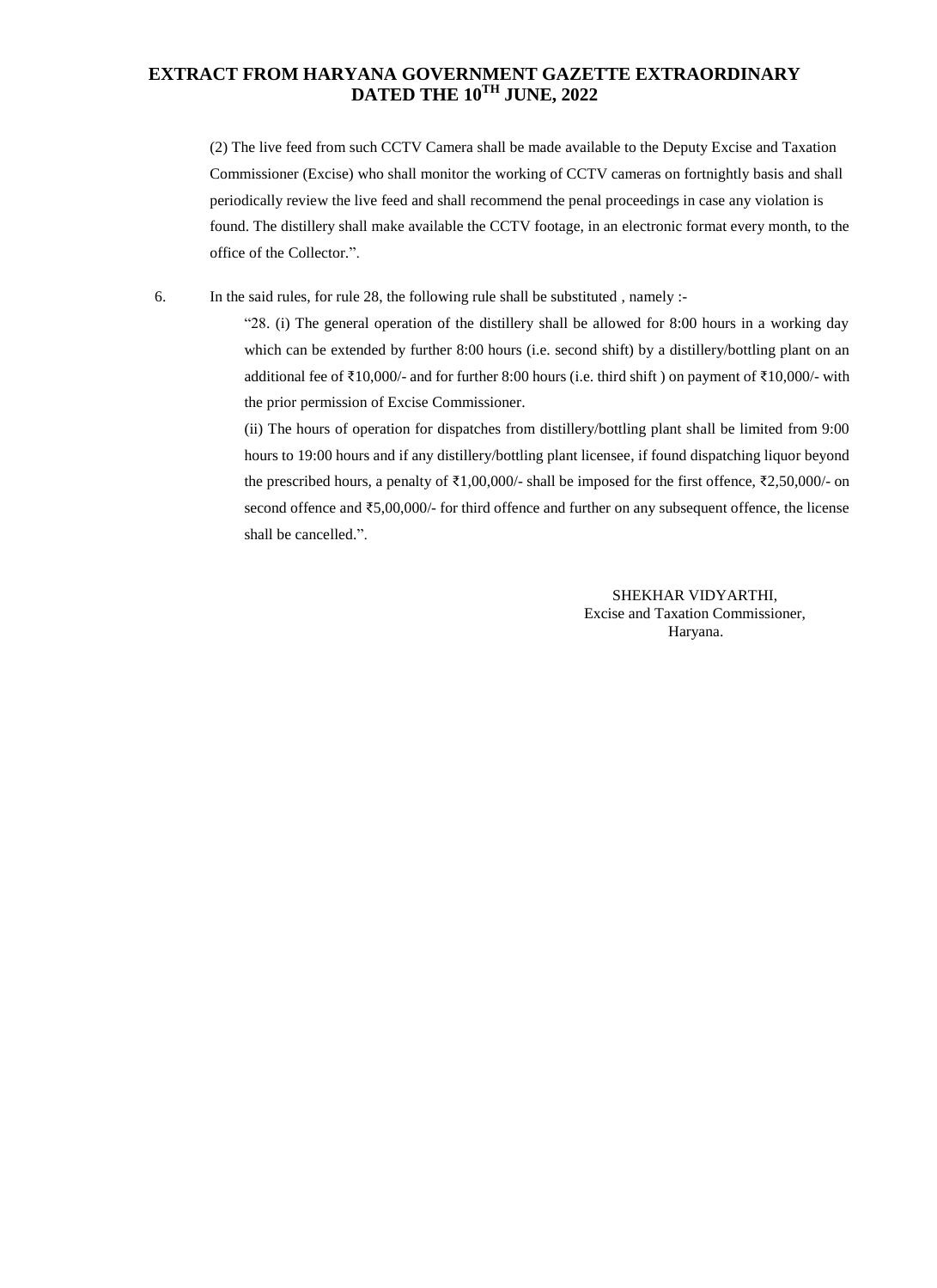**EXTRACT FROM HARYANA GOVERNMENT GAZETTE EXTRAORDINARY DATED THE 10TH JUNE, 2022**

(2) The live feed from such CCTV Camera shall be made available to the Deputy Excise and Taxation Commissioner (Excise) who shall monitor the working of CCTV cameras on fortnightly basis and shall periodically review the live feed and shall recommend the penal proceedings in case any violation is found. The distillery shall make available the CCTV footage, in an electronic format every month, to the office of the Collector.".

6. In the said rules, for rule 28, the following rule shall be substituted , namely :-

"28. (i) The general operation of the distillery shall be allowed for 8:00 hours in a working day which can be extended by further 8:00 hours (i.e. second shift) by a distillery/bottling plant on an additional fee of ₹10,000/- and for further 8:00 hours (i.e. third shift ) on payment of ₹10,000/- with the prior permission of Excise Commissioner.

(ii) The hours of operation for dispatches from distillery/bottling plant shall be limited from 9:00 hours to 19:00 hours and if any distillery/bottling plant licensee, if found dispatching liquor beyond the prescribed hours, a penalty of ₹1,00,000/- shall be imposed for the first offence, ₹2,50,000/- on second offence and ₹5,00,000/- for third offence and further on any subsequent offence, the license shall be cancelled.".

SHEKHAR VIDYARTHI,
Excise and Taxation Commissioner,
Haryana.